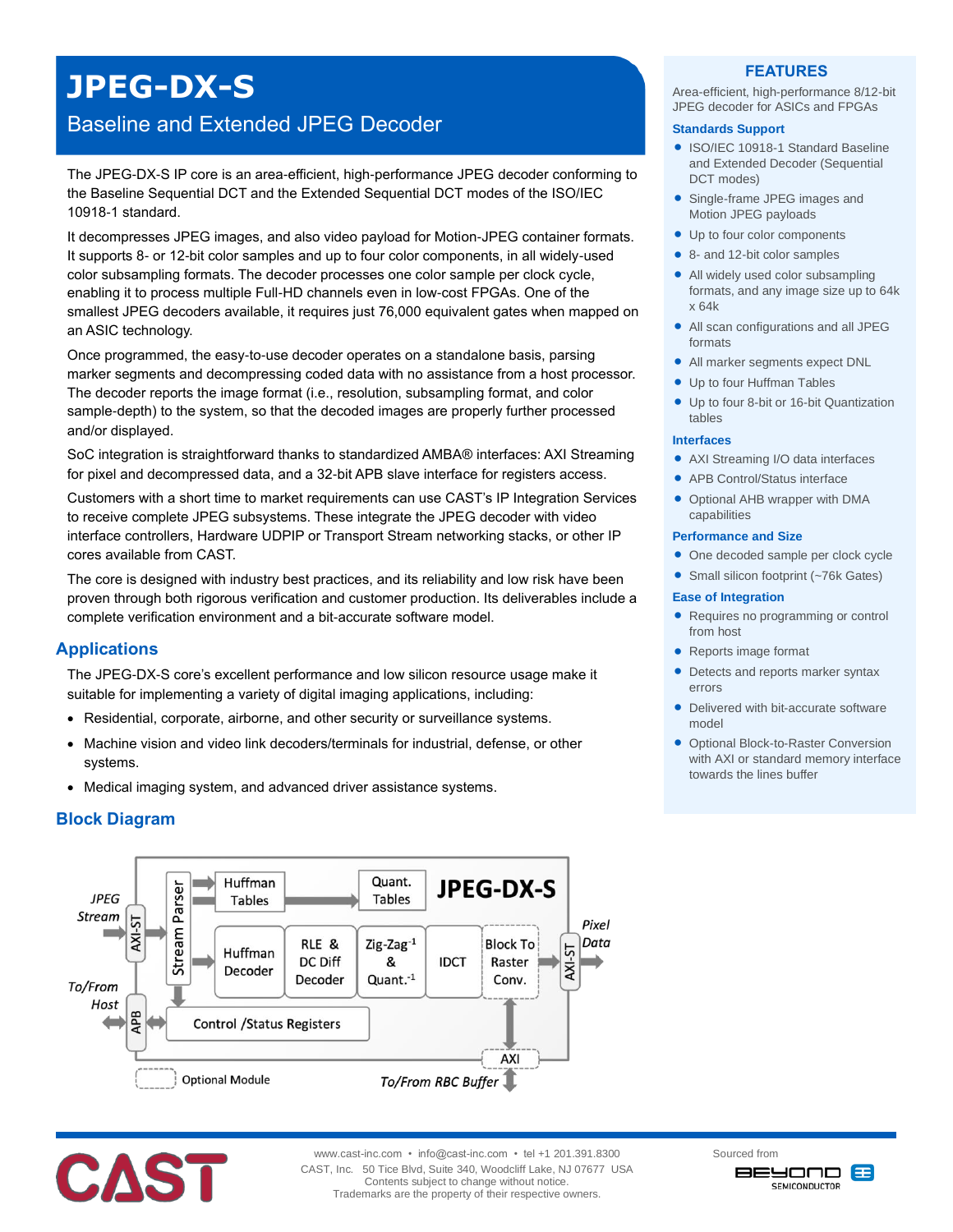# JPEG-DX-S

## Baseline and Extended JPEG Decoder

The JPEG-DX-S IP core is an area-efficient, high-performance JPEG decoder conforming to the Baseline Sequential DCT and the Extended Sequential DCT modes of the ISO/IEC 10918-1 standard.

It decompresses JPEG images, and also video payload for Motion-JPEG container formats. It supports 8- or 12-bit color samples and up to four color components, in all widely-used color subsampling formats. The decoder processes one color sample per clock cycle, enabling it to process multiple Full-HD channels even in low-cost FPGAs. One of the smallest JPEG decoders available, it requires just 76,000 equivalent gates when mapped on an ASIC technology.

Once programmed, the easy-to-use decoder operates on a standalone basis, parsing marker segments and decompressing coded data with no assistance from a host processor. The decoder reports the image format (i.e., resolution, subsampling format, and color sample-depth) to the system, so that the decoded images are properly further processed and/or displayed.

SoC integration is straightforward thanks to standardized AMBA® interfaces: AXI Streaming for pixel and decompressed data, and a 32-bit APB slave interface for registers access.

Customers with a short time to market requirements can use CAST's IP Integration Services to receive complete JPEG subsystems. These integrate the JPEG decoder with video interface controllers, Hardware UDPIP or Transport Stream networking stacks, or other IP cores available from CAST.

The core is designed with industry best practices, and its reliability and low risk have been proven through both rigorous verification and customer production. Its deliverables include a complete verification environment and a bit-accurate software model.

## Applications

The JPEG-DX-S core's excellent performance and low silicon resource usage make it suitable for implementing a variety of digital imaging applications, including:

- Residential, corporate, airborne, and other security or surveillance systems.
- Machine vision and video link decoders/terminals for industrial, defense, or other systems.
- Medical imaging system, and advanced driver assistance systems.

## Block Diagram

JPEG Stream → AXI-ST → Stream Parser → Huffman Tables → Quant. Tables

Huffman Decoder → RLE & DC Diff Decoder → Zig-Zag[-1] & Quant.[-1] → IDCT → Block To Raster Conv. → AXI-ST → Pixel Data

To/From Host ↔ APB ↔ Control /Status Registers

AXI ↔ To/From RBC Buffer

Optional Module

## FEATURES

Area-efficient, high-performance 8/12-bit JPEG decoder for ASICs and FPGAs

### Standards Support

- ISO/IEC 10918-1 Standard Baseline and Extended Decoder (Sequential DCT modes)
- Single-frame JPEG images and Motion JPEG payloads
- Up to four color components
- 8- and 12-bit color samples
- All widely used color subsampling formats, and any image size up to 64k x 64k
- All scan configurations and all JPEG formats
- All marker segments expect DNL
- Up to four Huffman Tables
- Up to four 8-bit or 16-bit Quantization tables

### Interfaces

- AXI Streaming I/O data interfaces
- APB Control/Status interface
- Optional AHB wrapper with DMA capabilities

### Performance and Size

- One decoded sample per clock cycle
- Small silicon footprint (~76k Gates)

### Ease of Integration

- Requires no programming or control from host
- Reports image format
- Detects and reports marker syntax errors
- Delivered with bit-accurate software model
- Optional Block-to-Raster Conversion with AXI or standard memory interface towards the lines buffer

CAST

www.cast-inc.com • info@cast-inc.com • tel +1 201.391.8300
CAST, Inc. 50 Tice Blvd, Suite 340, Woodcliff Lake, NJ 07677 USA
Contents subject to change without notice.
Trademarks are the property of their respective owners.

Sourced from BEYOND SEMICONDUCTOR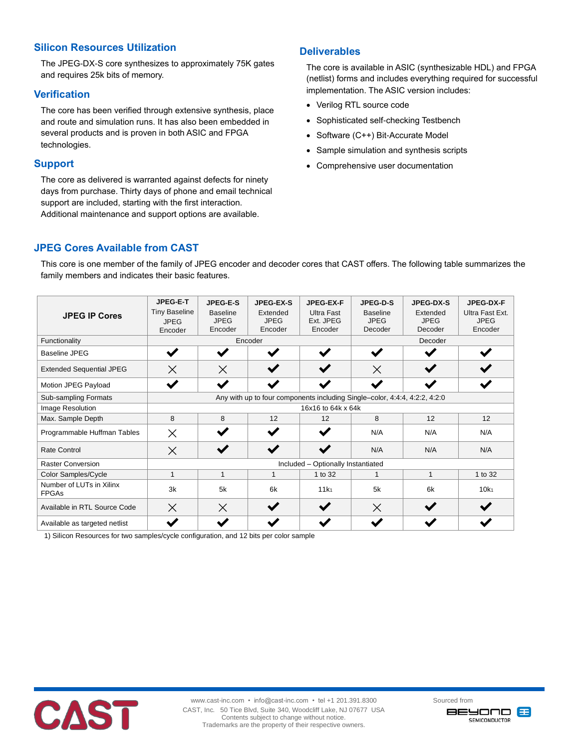## Silicon Resources Utilization

The JPEG-DX-S core synthesizes to approximately 75K gates and requires 25k bits of memory.

## Verification

The core has been verified through extensive synthesis, place and route and simulation runs. It has also been embedded in several products and is proven in both ASIC and FPGA technologies.

## Support

The core as delivered is warranted against defects for ninety days from purchase. Thirty days of phone and email technical support are included, starting with the first interaction. Additional maintenance and support options are available.

## Deliverables

The core is available in ASIC (synthesizable HDL) and FPGA (netlist) forms and includes everything required for successful implementation. The ASIC version includes:

- Verilog RTL source code
- Sophisticated self-checking Testbench
- Software (C++) Bit-Accurate Model
- Sample simulation and synthesis scripts
- Comprehensive user documentation

## JPEG Cores Available from CAST

This core is one member of the family of JPEG encoder and decoder cores that CAST offers. The following table summarizes the family members and indicates their basic features.

| JPEG IP Cores | JPEG-E-T Tiny Baseline JPEG Encoder | JPEG-E-S Baseline JPEG Encoder | JPEG-EX-S Extended JPEG Encoder | JPEG-EX-F Ultra Fast Ext. JPEG Encoder | JPEG-D-S Baseline JPEG Decoder | JPEG-DX-S Extended JPEG Decoder | JPEG-DX-F Ultra Fast Ext. JPEG Encoder |
|---|---|---|---|---|---|---|---|
| Functionality | Encoder | | | | Decoder | | |
| Baseline JPEG | ✔ | ✔ | ✔ | ✔ | ✔ | ✔ | ✔ |
| Extended Sequential JPEG | ✗ | ✗ | ✔ | ✔ | ✗ | ✔ | ✔ |
| Motion JPEG Payload | ✔ | ✔ | ✔ | ✔ | ✔ | ✔ | ✔ |
| Sub-sampling Formats | Any with up to four components including Single–color, 4:4:4, 4:2:2, 4:2:0 | | | | | | |
| Image Resolution | 16x16 to 64k x 64k | | | | | | |
| Max. Sample Depth | 8 | 8 | 12 | 12 | 8 | 12 | 12 |
| Programmable Huffman Tables | ✗ | ✔ | ✔ | ✔ | N/A | N/A | N/A |
| Rate Control | ✗ | ✔ | ✔ | ✔ | N/A | N/A | N/A |
| Raster Conversion | Included – Optionally Instantiated | | | | | | |
| Color Samples/Cycle | 1 | 1 | 1 | 1 to 32 | 1 | 1 | 1 to 32 |
| Number of LUTs in Xilinx FPGAs | 3k | 5k | 6k | 11k[1] | 5k | 6k | 10k[1] |
| Available in RTL Source Code | ✗ | ✗ | ✔ | ✔ | ✗ | ✔ | ✔ |
| Available as targeted netlist | ✔ | ✔ | ✔ | ✔ | ✔ | ✔ | ✔ |

1) Silicon Resources for two samples/cycle configuration, and 12 bits per color sample

www.cast-inc.com • info@cast-inc.com • tel +1 201.391.8300
CAST, Inc. 50 Tice Blvd, Suite 340, Woodcliff Lake, NJ 07677 USA
Contents subject to change without notice.
Trademarks are the property of their respective owners.

Sourced from BEYOND SEMICONDUCTOR